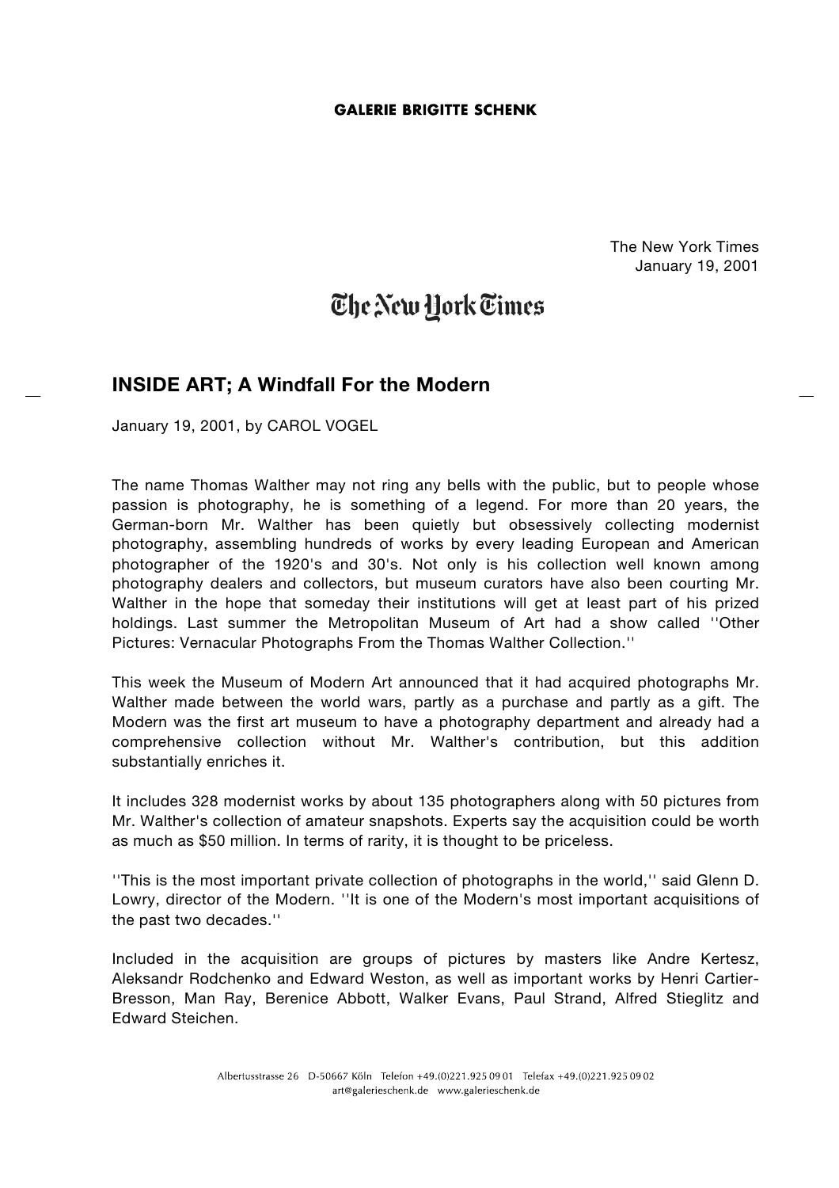**GALERIE BRIGITTE SCHENK**

The New York Times
January 19, 2001

The New York Times

## INSIDE ART; A Windfall For the Modern

January 19, 2001, by CAROL VOGEL

The name Thomas Walther may not ring any bells with the public, but to people whose passion is photography, he is something of a legend. For more than 20 years, the German-born Mr. Walther has been quietly but obsessively collecting modernist photography, assembling hundreds of works by every leading European and American photographer of the 1920's and 30's. Not only is his collection well known among photography dealers and collectors, but museum curators have also been courting Mr. Walther in the hope that someday their institutions will get at least part of his prized holdings. Last summer the Metropolitan Museum of Art had a show called ''Other Pictures: Vernacular Photographs From the Thomas Walther Collection.''

This week the Museum of Modern Art announced that it had acquired photographs Mr. Walther made between the world wars, partly as a purchase and partly as a gift. The Modern was the first art museum to have a photography department and already had a comprehensive collection without Mr. Walther's contribution, but this addition substantially enriches it.

It includes 328 modernist works by about 135 photographers along with 50 pictures from Mr. Walther's collection of amateur snapshots. Experts say the acquisition could be worth as much as $50 million. In terms of rarity, it is thought to be priceless.

''This is the most important private collection of photographs in the world,'' said Glenn D. Lowry, director of the Modern. ''It is one of the Modern's most important acquisitions of the past two decades.''

Included in the acquisition are groups of pictures by masters like Andre Kertesz, Aleksandr Rodchenko and Edward Weston, as well as important works by Henri Cartier-Bresson, Man Ray, Berenice Abbott, Walker Evans, Paul Strand, Alfred Stieglitz and Edward Steichen.

Albertusstrasse 26 D-50667 Köln Telefon +49.(0)221.925 09 01 Telefax +49.(0)221.925 09 02
art@galerieschenk.de www.galerieschenk.de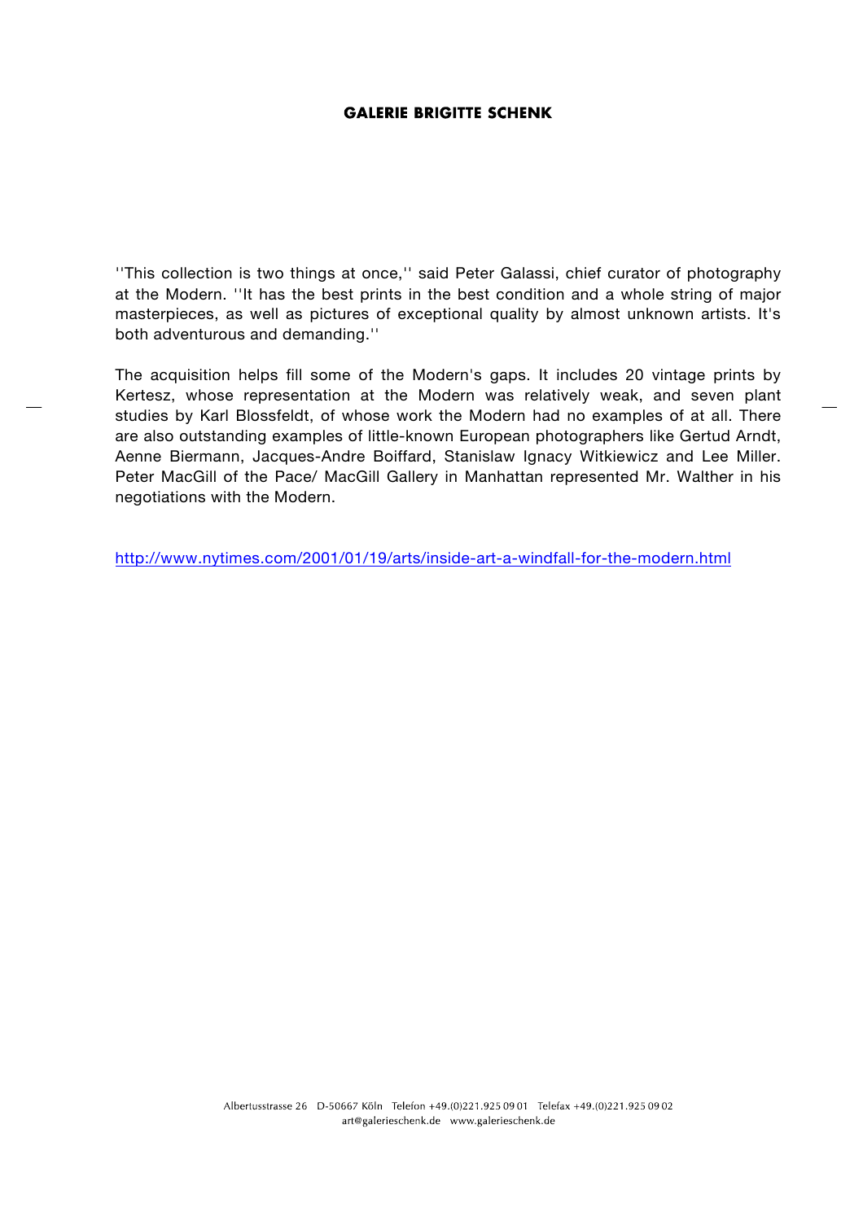''This collection is two things at once,'' said Peter Galassi, chief curator of photography at the Modern. ''It has the best prints in the best condition and a whole string of major masterpieces, as well as pictures of exceptional quality by almost unknown artists. It's both adventurous and demanding.''

The acquisition helps fill some of the Modern's gaps. It includes 20 vintage prints by Kertesz, whose representation at the Modern was relatively weak, and seven plant studies by Karl Blossfeldt, of whose work the Modern had no examples of at all. There are also outstanding examples of little-known European photographers like Gertud Arndt, Aenne Biermann, Jacques-Andre Boiffard, Stanislaw Ignacy Witkiewicz and Lee Miller. Peter MacGill of the Pace/ MacGill Gallery in Manhattan represented Mr. Walther in his negotiations with the Modern.

http://www.nytimes.com/2001/01/19/arts/inside-art-a-windfall-for-the-modern.html